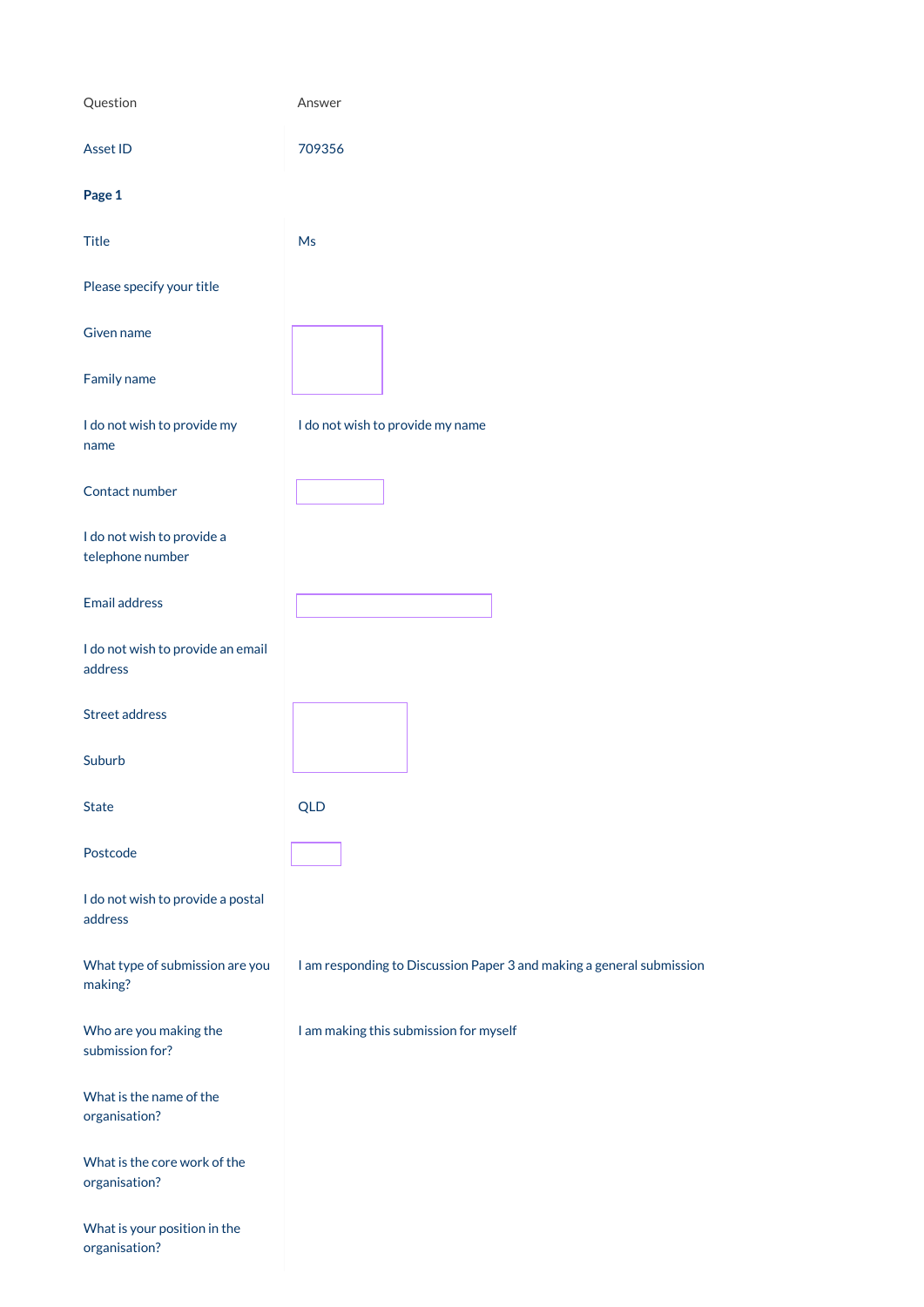| Question | Answer |
| --- | --- |
| Asset ID | 709356 |
| **Page 1** | |
| Title | Ms |
| Please specify your title | |
| Given name | |
| Family name | |
| I do not wish to provide my name | I do not wish to provide my name |
| Contact number | |
| I do not wish to provide a telephone number | |
| Email address | |
| I do not wish to provide an email address | |
| Street address | |
| Suburb | |
| State | QLD |
| Postcode | |
| I do not wish to provide a postal address | |
| What type of submission are you making? | I am responding to Discussion Paper 3 and making a general submission |
| Who are you making the submission for? | I am making this submission for myself |
| What is the name of the organisation? | |
| What is the core work of the organisation? | |
| What is your position in the organisation? | |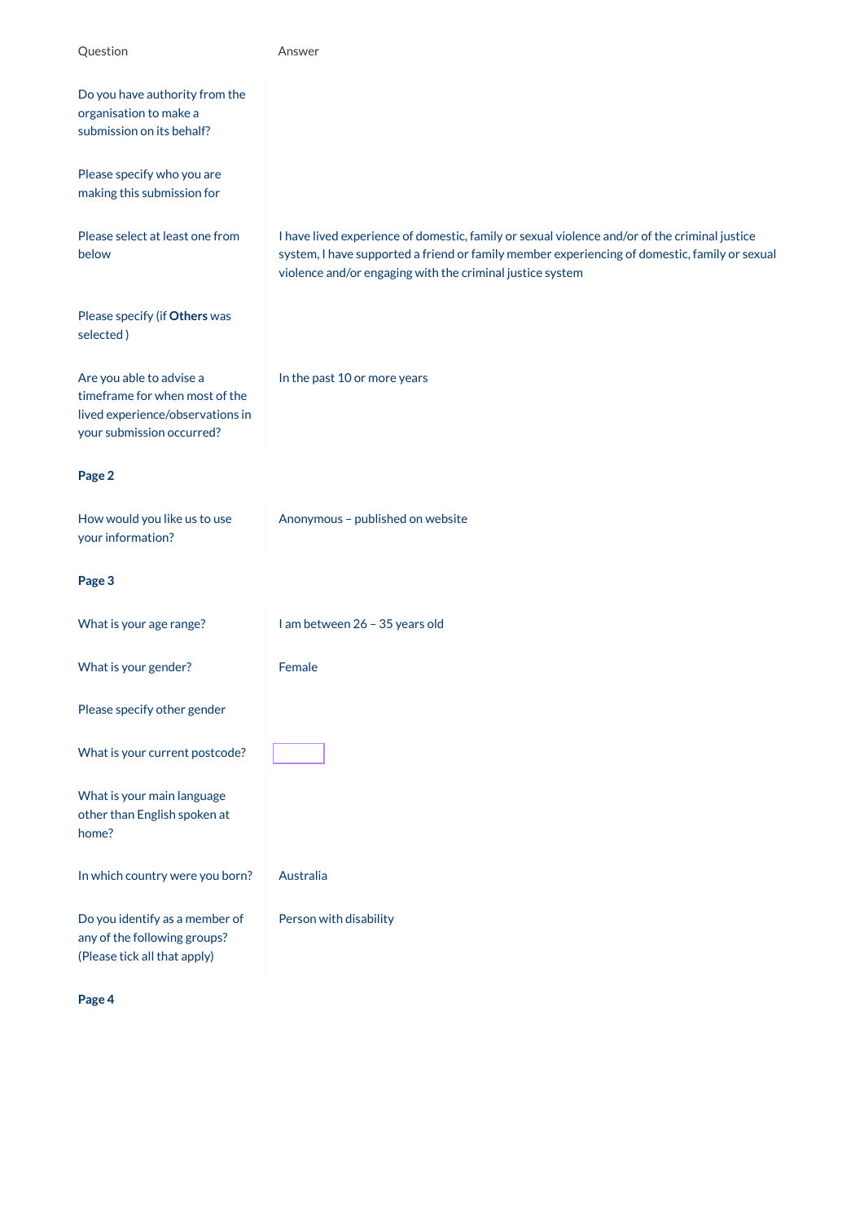| Question | Answer |
| --- | --- |
| Do you have authority from the organisation to make a submission on its behalf? | |
| Please specify who you are making this submission for | |
| Please select at least one from below | I have lived experience of domestic, family or sexual violence and/or of the criminal justice system, I have supported a friend or family member experiencing of domestic, family or sexual violence and/or engaging with the criminal justice system |
| Please specify (if **Others** was selected ) | |
| Are you able to advise a timeframe for when most of the lived experience/observations in your submission occurred? | In the past 10 or more years |
| **Page 2** | |
| How would you like us to use your information? | Anonymous – published on website |
| **Page 3** | |
| What is your age range? | I am between 26 – 35 years old |
| What is your gender? | Female |
| Please specify other gender | |
| What is your current postcode? | |
| What is your main language other than English spoken at home? | |
| In which country were you born? | Australia |
| Do you identify as a member of any of the following groups? (Please tick all that apply) | Person with disability |
| **Page 4** | |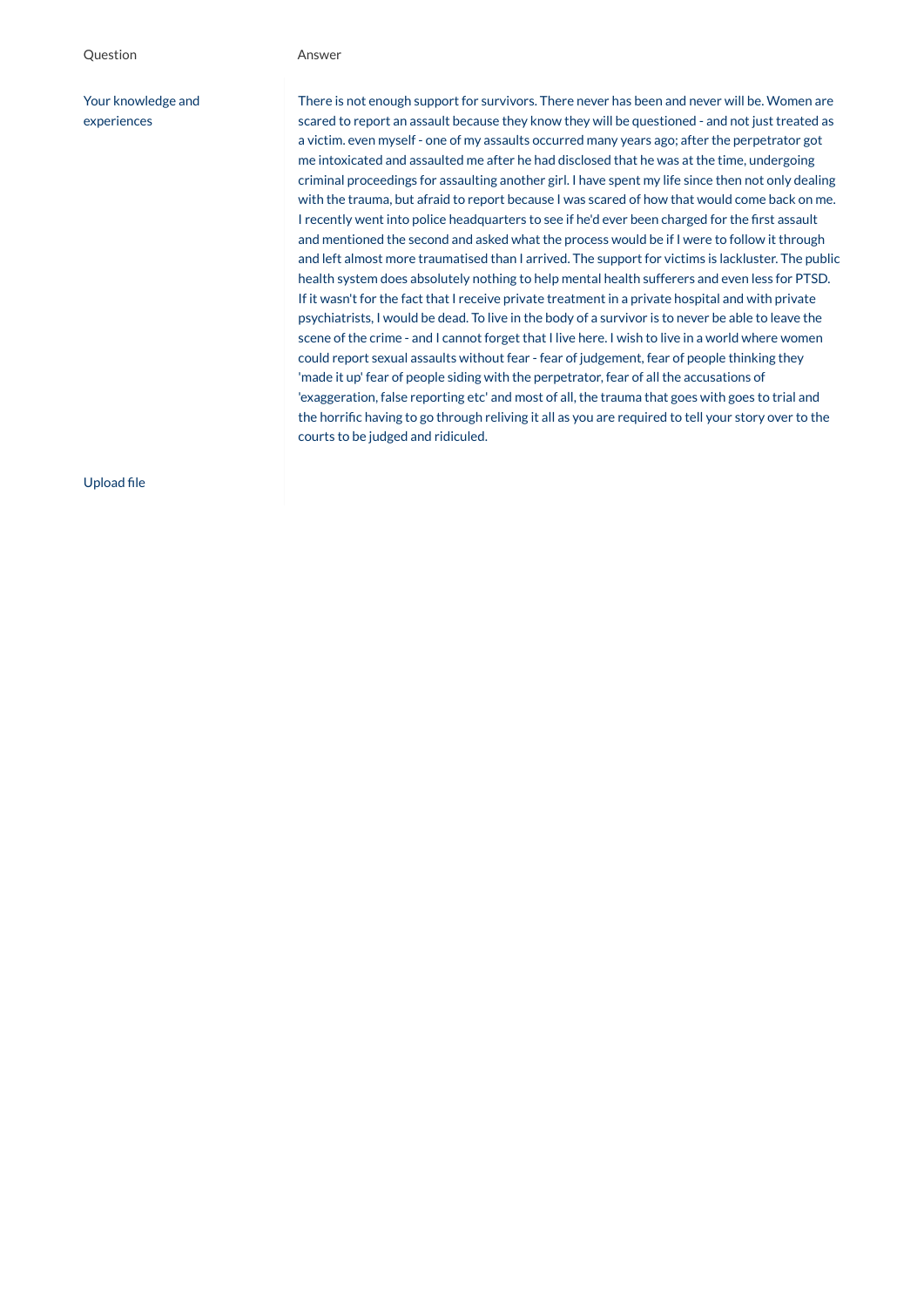| Question | Answer |
| --- | --- |
| Your knowledge and experiences | There is not enough support for survivors. There never has been and never will be. Women are scared to report an assault because they know they will be questioned - and not just treated as a victim. even myself - one of my assaults occurred many years ago; after the perpetrator got me intoxicated and assaulted me after he had disclosed that he was at the time, undergoing criminal proceedings for assaulting another girl. I have spent my life since then not only dealing with the trauma, but afraid to report because I was scared of how that would come back on me. I recently went into police headquarters to see if he'd ever been charged for the first assault and mentioned the second and asked what the process would be if I were to follow it through and left almost more traumatised than I arrived. The support for victims is lackluster. The public health system does absolutely nothing to help mental health sufferers and even less for PTSD. If it wasn't for the fact that I receive private treatment in a private hospital and with private psychiatrists, I would be dead. To live in the body of a survivor is to never be able to leave the scene of the crime - and I cannot forget that I live here. I wish to live in a world where women could report sexual assaults without fear - fear of judgement, fear of people thinking they 'made it up' fear of people siding with the perpetrator, fear of all the accusations of 'exaggeration, false reporting etc' and most of all, the trauma that goes with goes to trial and the horrific having to go through reliving it all as you are required to tell your story over to the courts to be judged and ridiculed. |
| Upload file | |